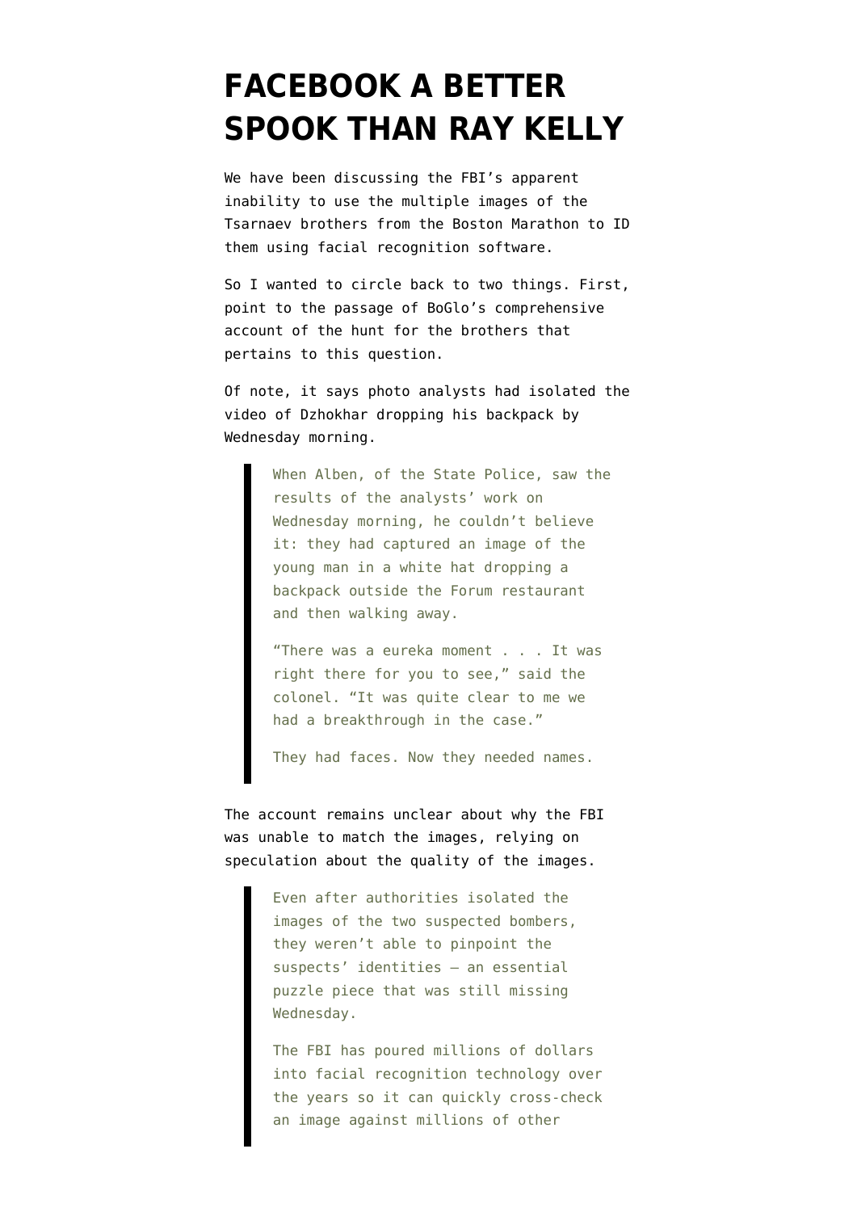# FACEBOOK A BETTER SPOOK THAN RAY KELLY

We have been discussing the FBI's apparent inability to use the multiple images of the Tsarnaev brothers from the Boston Marathon to ID them using facial recognition software.

So I wanted to circle back to two things. First, point to the passage of BoGlo's comprehensive account of the hunt for the brothers that pertains to this question.

Of note, it says photo analysts had isolated the video of Dzhokhar dropping his backpack by Wednesday morning.

> When Alben, of the State Police, saw the results of the analysts' work on Wednesday morning, he couldn't believe it: they had captured an image of the young man in a white hat dropping a backpack outside the Forum restaurant and then walking away.
>
> "There was a eureka moment . . . It was right there for you to see," said the colonel. "It was quite clear to me we had a breakthrough in the case."
>
> They had faces. Now they needed names.

The account remains unclear about why the FBI was unable to match the images, relying on speculation about the quality of the images.

> Even after authorities isolated the images of the two suspected bombers, they weren't able to pinpoint the suspects' identities — an essential puzzle piece that was still missing Wednesday.
>
> The FBI has poured millions of dollars into facial recognition technology over the years so it can quickly cross-check an image against millions of other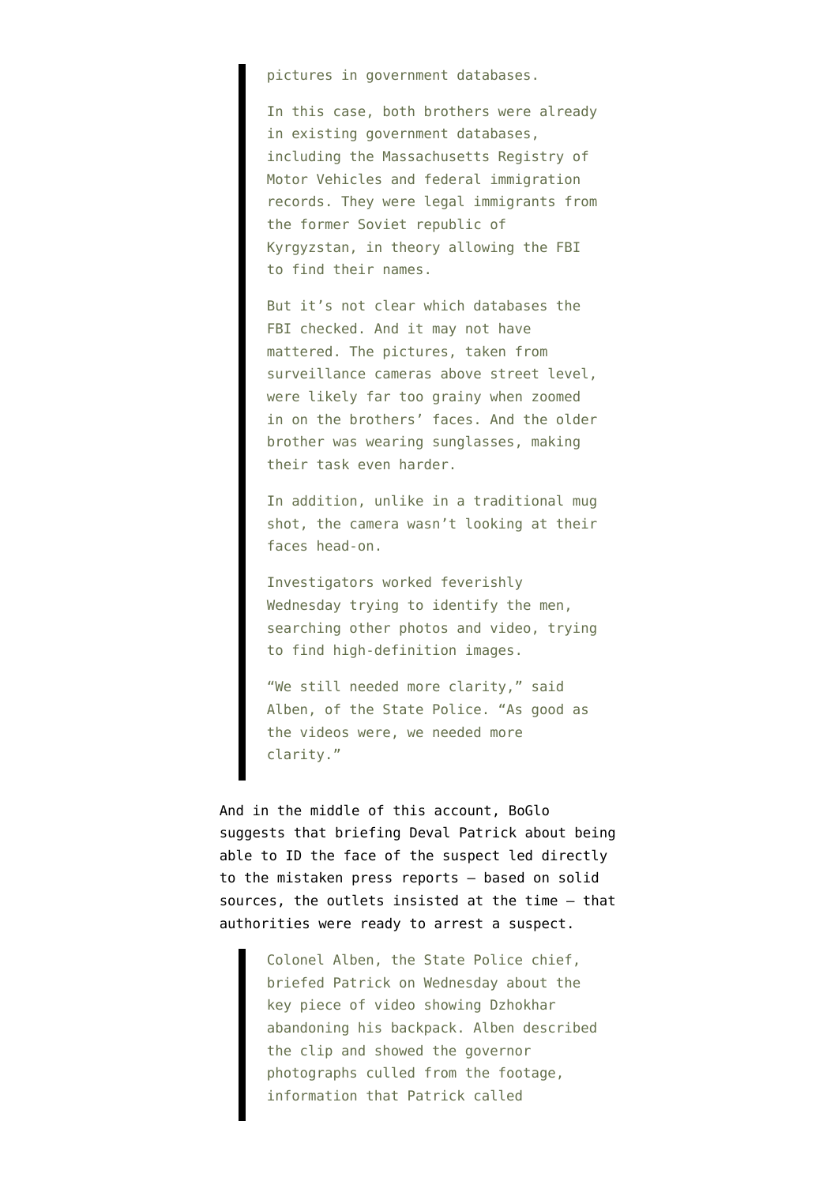> pictures in government databases.
>
> In this case, both brothers were already in existing government databases, including the Massachusetts Registry of Motor Vehicles and federal immigration records. They were legal immigrants from the former Soviet republic of Kyrgyzstan, in theory allowing the FBI to find their names.
>
> But it's not clear which databases the FBI checked. And it may not have mattered. The pictures, taken from surveillance cameras above street level, were likely far too grainy when zoomed in on the brothers' faces. And the older brother was wearing sunglasses, making their task even harder.
>
> In addition, unlike in a traditional mug shot, the camera wasn't looking at their faces head-on.
>
> Investigators worked feverishly Wednesday trying to identify the men, searching other photos and video, trying to find high-definition images.
>
> "We still needed more clarity," said Alben, of the State Police. "As good as the videos were, we needed more clarity."

And in the middle of this account, BoGlo suggests that briefing Deval Patrick about being able to ID the face of the suspect led directly to the mistaken press reports — based on solid sources, the outlets insisted at the time — that authorities were ready to arrest a suspect.

> Colonel Alben, the State Police chief, briefed Patrick on Wednesday about the key piece of video showing Dzhokhar abandoning his backpack. Alben described the clip and showed the governor photographs culled from the footage, information that Patrick called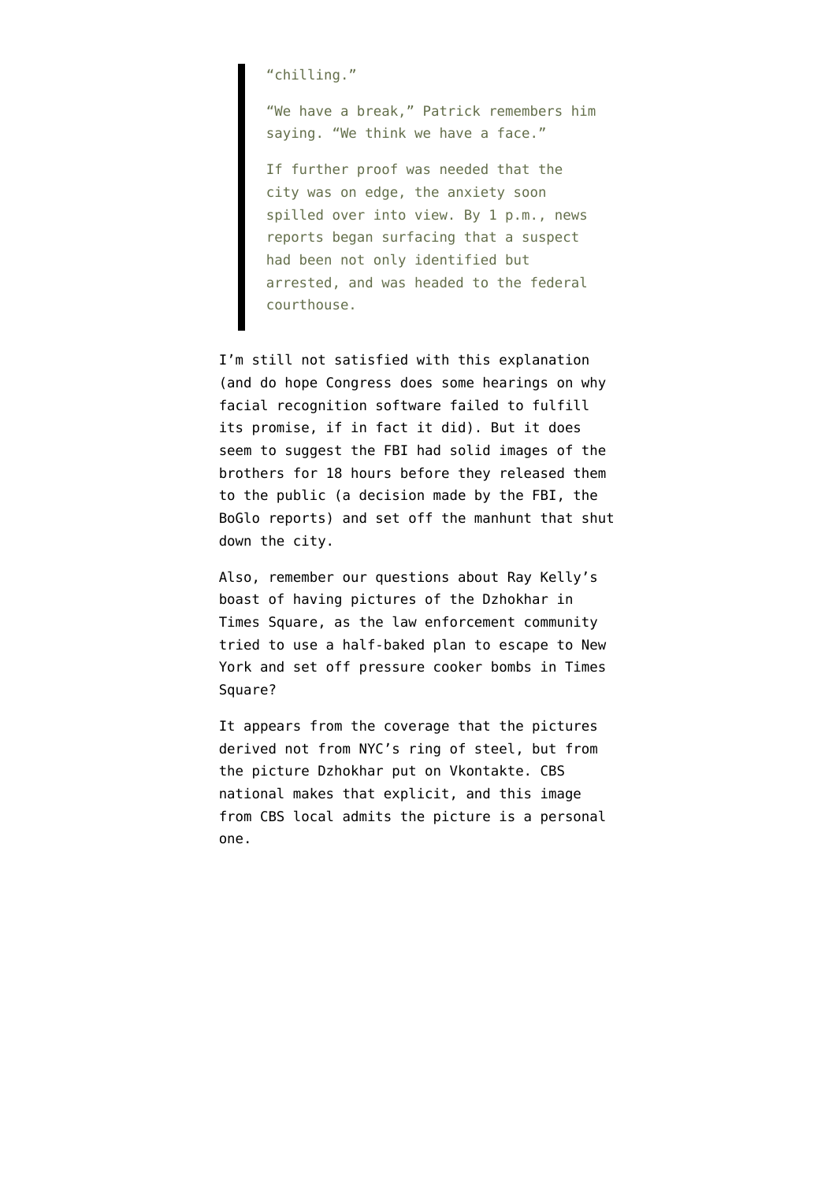> "chilling."
>
> "We have a break," Patrick remembers him saying. "We think we have a face."
>
> If further proof was needed that the city was on edge, the anxiety soon spilled over into view. By 1 p.m., news reports began surfacing that a suspect had been not only identified but arrested, and was headed to the federal courthouse.

I'm still not satisfied with this explanation (and do hope Congress does some hearings on why facial recognition software failed to fulfill its promise, if in fact it did). But it does seem to suggest the FBI had solid images of the brothers for 18 hours before they released them to the public (a decision made by the FBI, the BoGlo reports) and set off the manhunt that shut down the city.

Also, remember our questions about Ray Kelly's boast of having pictures of the Dzhokhar in Times Square, as the law enforcement community tried to use a half-baked plan to escape to New York and set off pressure cooker bombs in Times Square?

It appears from the coverage that the pictures derived not from NYC's ring of steel, but from the picture Dzhokhar put on Vkontakte. CBS national makes that explicit, and this image from CBS local admits the picture is a personal one.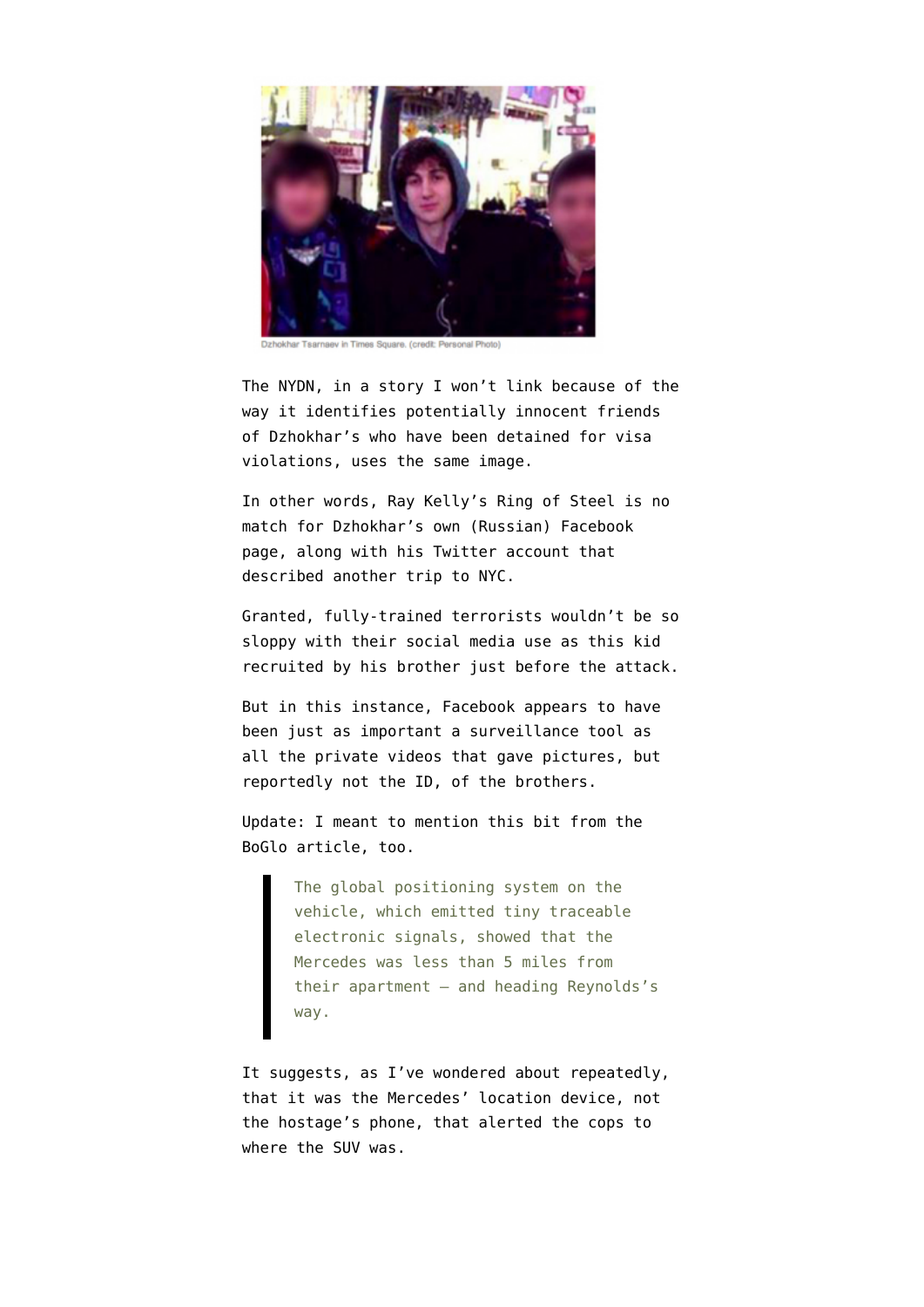Dzhokhar Tsarnaev in Times Square. (credit: Personal Photo)

The NYDN, in a story I won't link because of the way it identifies potentially innocent friends of Dzhokhar's who have been detained for visa violations, uses the same image.

In other words, Ray Kelly's Ring of Steel is no match for Dzhokhar's own (Russian) Facebook page, along with his Twitter account that described another trip to NYC.

Granted, fully-trained terrorists wouldn't be so sloppy with their social media use as this kid recruited by his brother just before the attack.

But in this instance, Facebook appears to have been just as important a surveillance tool as all the private videos that gave pictures, but reportedly not the ID, of the brothers.

Update: I meant to mention this bit from the BoGlo article, too.

> The global positioning system on the vehicle, which emitted tiny traceable electronic signals, showed that the Mercedes was less than 5 miles from their apartment — and heading Reynolds's way.

It suggests, as I've wondered about repeatedly, that it was the Mercedes' location device, not the hostage's phone, that alerted the cops to where the SUV was.